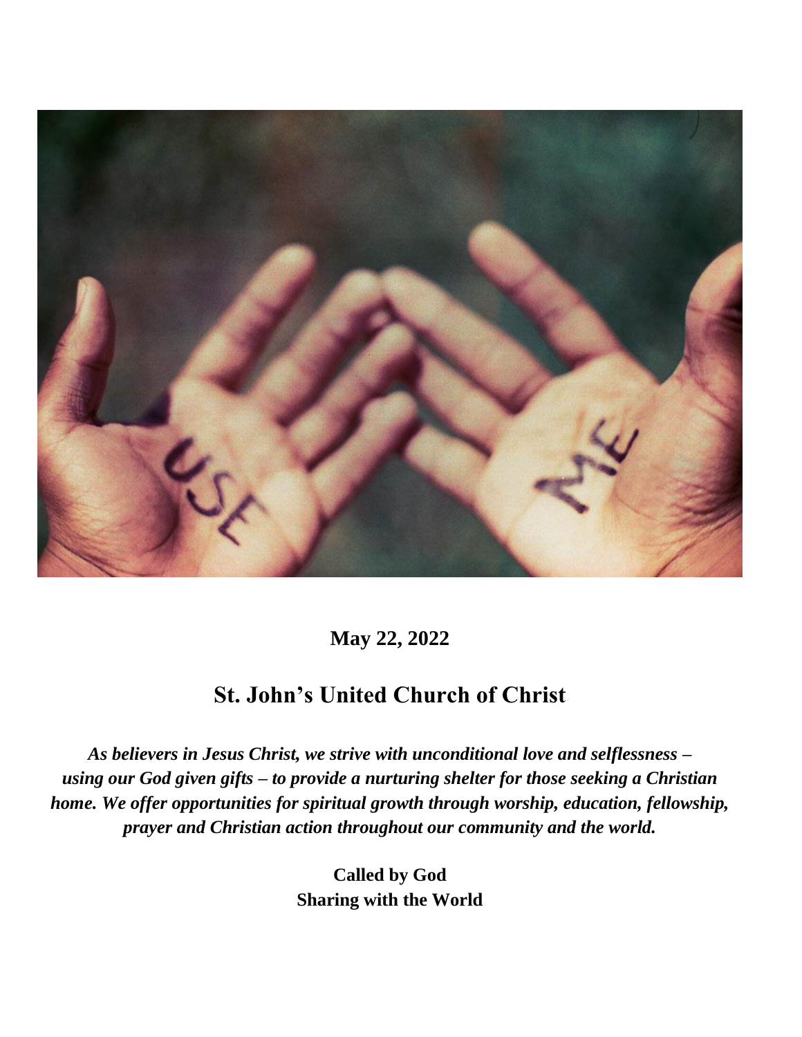**May 22, 2022**

# St. John's United Church of Christ

***As believers in Jesus Christ, we strive with unconditional love and selflessness – using our God given gifts – to provide a nurturing shelter for those seeking a Christian home. We offer opportunities for spiritual growth through worship, education, fellowship, prayer and Christian action throughout our community and the world.***

**Called by God**
**Sharing with the World**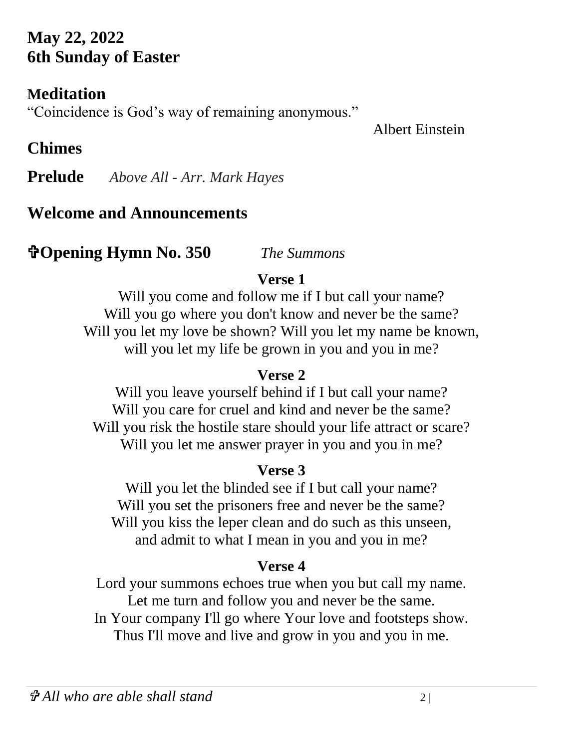**May 22, 2022**
**6th Sunday of Easter**

## Meditation

"Coincidence is God's way of remaining anonymous."

Albert Einstein

## Chimes

**Prelude** *Above All - Arr. Mark Hayes*

## Welcome and Announcements

## ✞Opening Hymn No. 350 *The Summons*

**Verse 1**

Will you come and follow me if I but call your name?
Will you go where you don't know and never be the same?
Will you let my love be shown? Will you let my name be known,
will you let my life be grown in you and you in me?

**Verse 2**

Will you leave yourself behind if I but call your name?
Will you care for cruel and kind and never be the same?
Will you risk the hostile stare should your life attract or scare?
Will you let me answer prayer in you and you in me?

**Verse 3**

Will you let the blinded see if I but call your name?
Will you set the prisoners free and never be the same?
Will you kiss the leper clean and do such as this unseen,
and admit to what I mean in you and you in me?

**Verse 4**

Lord your summons echoes true when you but call my name.
Let me turn and follow you and never be the same.
In Your company I'll go where Your love and footsteps show.
Thus I'll move and live and grow in you and you in me.

*✞ All who are able shall stand*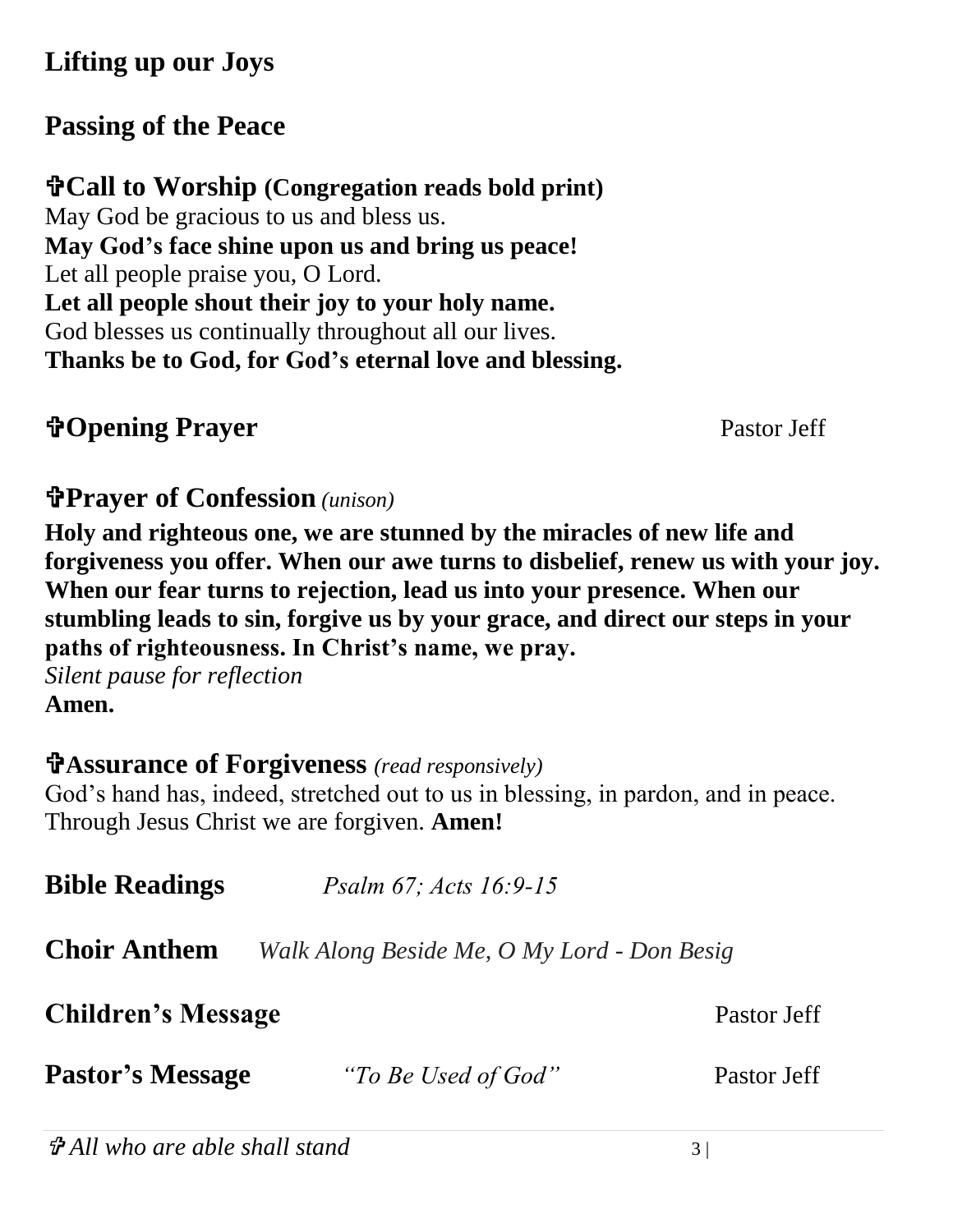## Lifting up our Joys

## Passing of the Peace

## ✞Call to Worship (Congregation reads bold print)

May God be gracious to us and bless us.
**May God's face shine upon us and bring us peace!**
Let all people praise you, O Lord.
**Let all people shout their joy to your holy name.**
God blesses us continually throughout all our lives.
**Thanks be to God, for God's eternal love and blessing.**

## ✞Opening Prayer — Pastor Jeff

## ✞Prayer of Confession *(unison)*

**Holy and righteous one, we are stunned by the miracles of new life and forgiveness you offer. When our awe turns to disbelief, renew us with your joy. When our fear turns to rejection, lead us into your presence. When our stumbling leads to sin, forgive us by your grace, and direct our steps in your paths of righteousness. In Christ's name, we pray.**
*Silent pause for reflection*
**Amen.**

## ✞Assurance of Forgiveness *(read responsively)*

God's hand has, indeed, stretched out to us in blessing, in pardon, and in peace. Through Jesus Christ we are forgiven. **Amen!**

**Bible Readings** *Psalm 67; Acts 16:9-15*

**Choir Anthem** *Walk Along Beside Me, O My Lord - Don Besig*

**Children's Message** Pastor Jeff

**Pastor's Message** *"To Be Used of God"* Pastor Jeff

*✞ All who are able shall stand*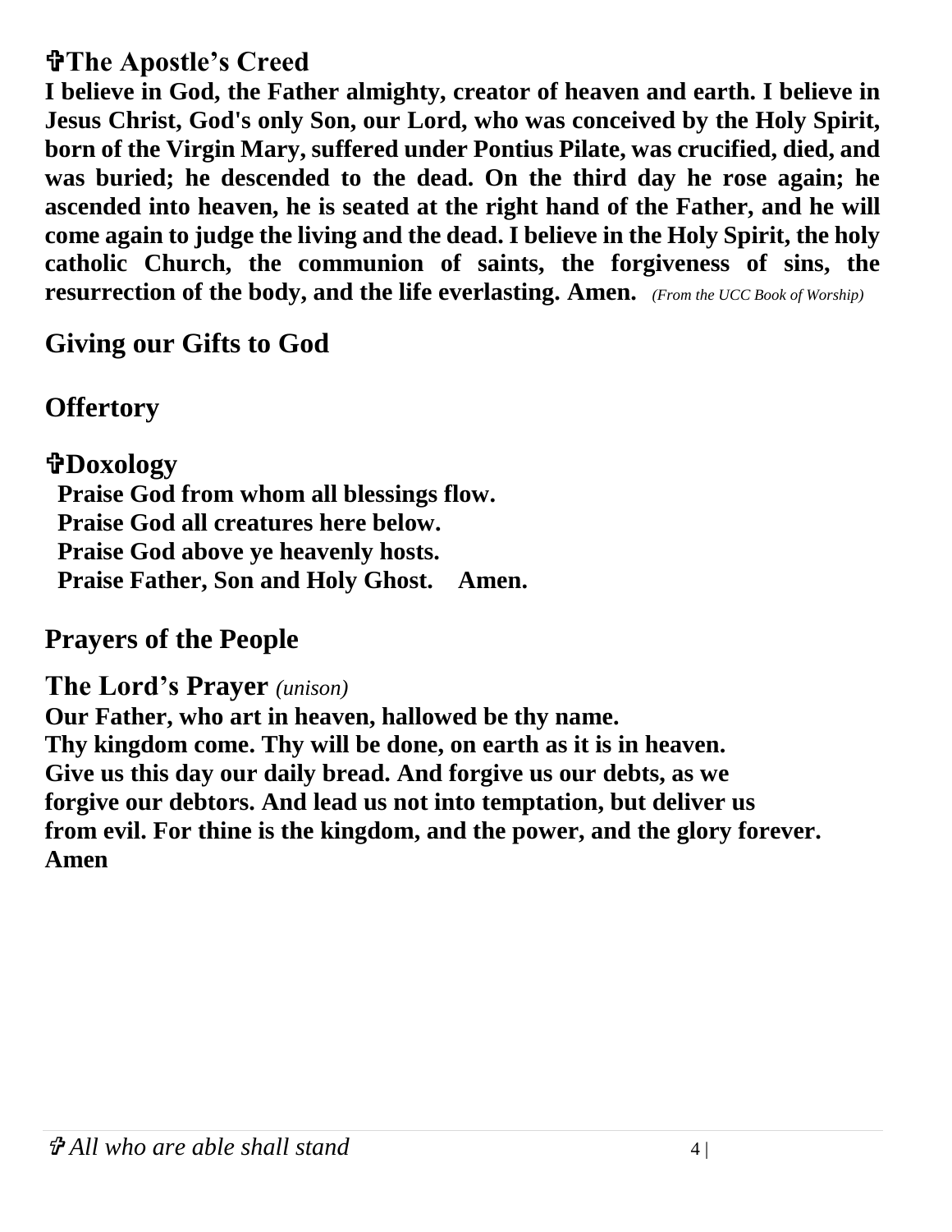## ✞The Apostle's Creed

**I believe in God, the Father almighty, creator of heaven and earth. I believe in Jesus Christ, God's only Son, our Lord, who was conceived by the Holy Spirit, born of the Virgin Mary, suffered under Pontius Pilate, was crucified, died, and was buried; he descended to the dead. On the third day he rose again; he ascended into heaven, he is seated at the right hand of the Father, and he will come again to judge the living and the dead. I believe in the Holy Spirit, the holy catholic Church, the communion of saints, the forgiveness of sins, the resurrection of the body, and the life everlasting. Amen.** *(From the UCC Book of Worship)*

## Giving our Gifts to God

## Offertory

## ✞Doxology

**Praise God from whom all blessings flow.**
**Praise God all creatures here below.**
**Praise God above ye heavenly hosts.**
**Praise Father, Son and Holy Ghost. Amen.**

## Prayers of the People

## The Lord's Prayer *(unison)*

**Our Father, who art in heaven, hallowed be thy name.**
**Thy kingdom come. Thy will be done, on earth as it is in heaven.**
**Give us this day our daily bread. And forgive us our debts, as we forgive our debtors. And lead us not into temptation, but deliver us from evil. For thine is the kingdom, and the power, and the glory forever.**
**Amen**

*✞ All who are able shall stand*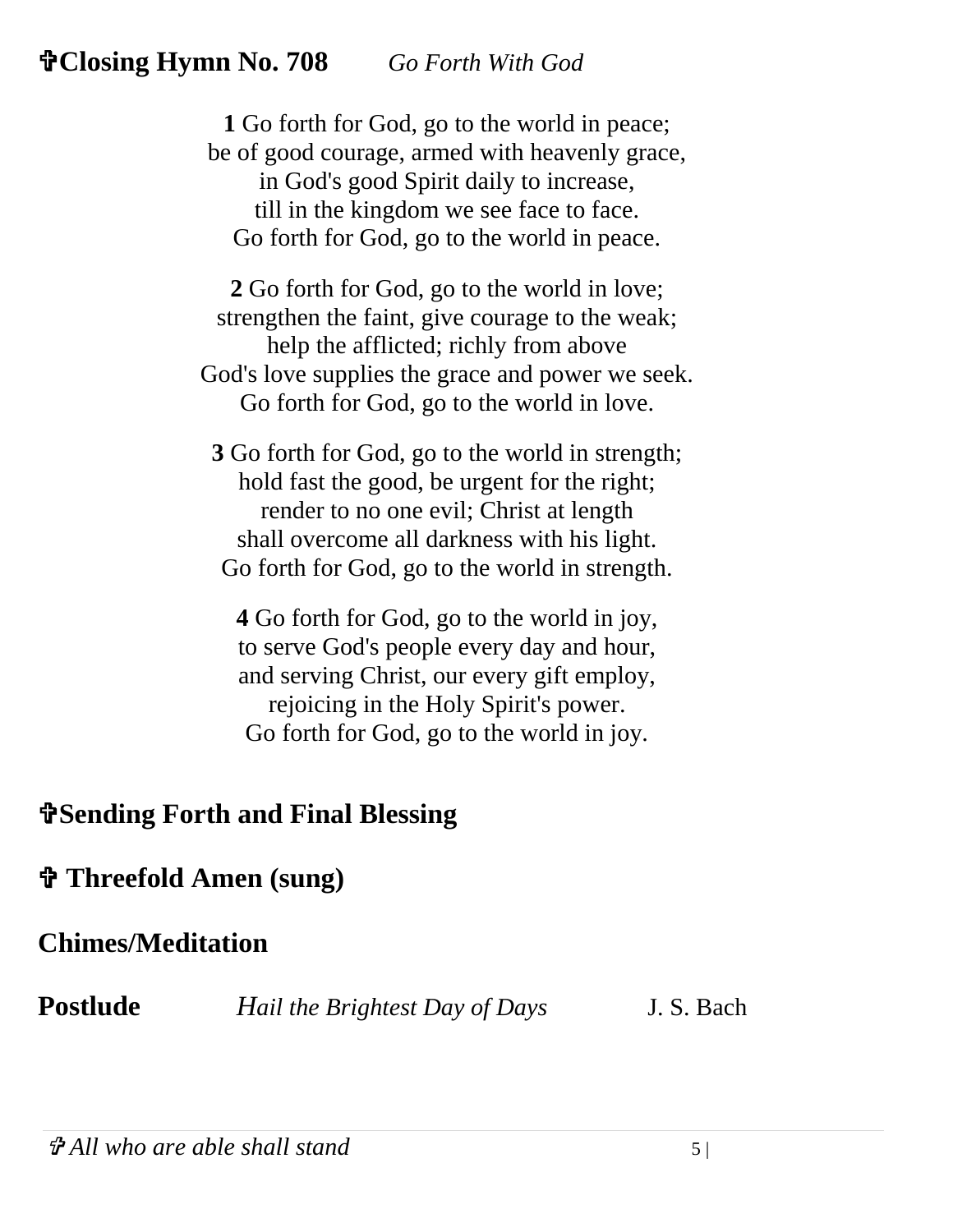**✞Closing Hymn No. 708** *Go Forth With God*

**1** Go forth for God, go to the world in peace;
be of good courage, armed with heavenly grace,
in God's good Spirit daily to increase,
till in the kingdom we see face to face.
Go forth for God, go to the world in peace.

**2** Go forth for God, go to the world in love;
strengthen the faint, give courage to the weak;
help the afflicted; richly from above
God's love supplies the grace and power we seek.
Go forth for God, go to the world in love.

**3** Go forth for God, go to the world in strength;
hold fast the good, be urgent for the right;
render to no one evil; Christ at length
shall overcome all darkness with his light.
Go forth for God, go to the world in strength.

**4** Go forth for God, go to the world in joy,
to serve God's people every day and hour,
and serving Christ, our every gift employ,
rejoicing in the Holy Spirit's power.
Go forth for God, go to the world in joy.

**✞Sending Forth and Final Blessing**

**✞ Threefold Amen (sung)**

**Chimes/Meditation**

**Postlude** *Hail the Brightest Day of Days* J. S. Bach

*✞ All who are able shall stand*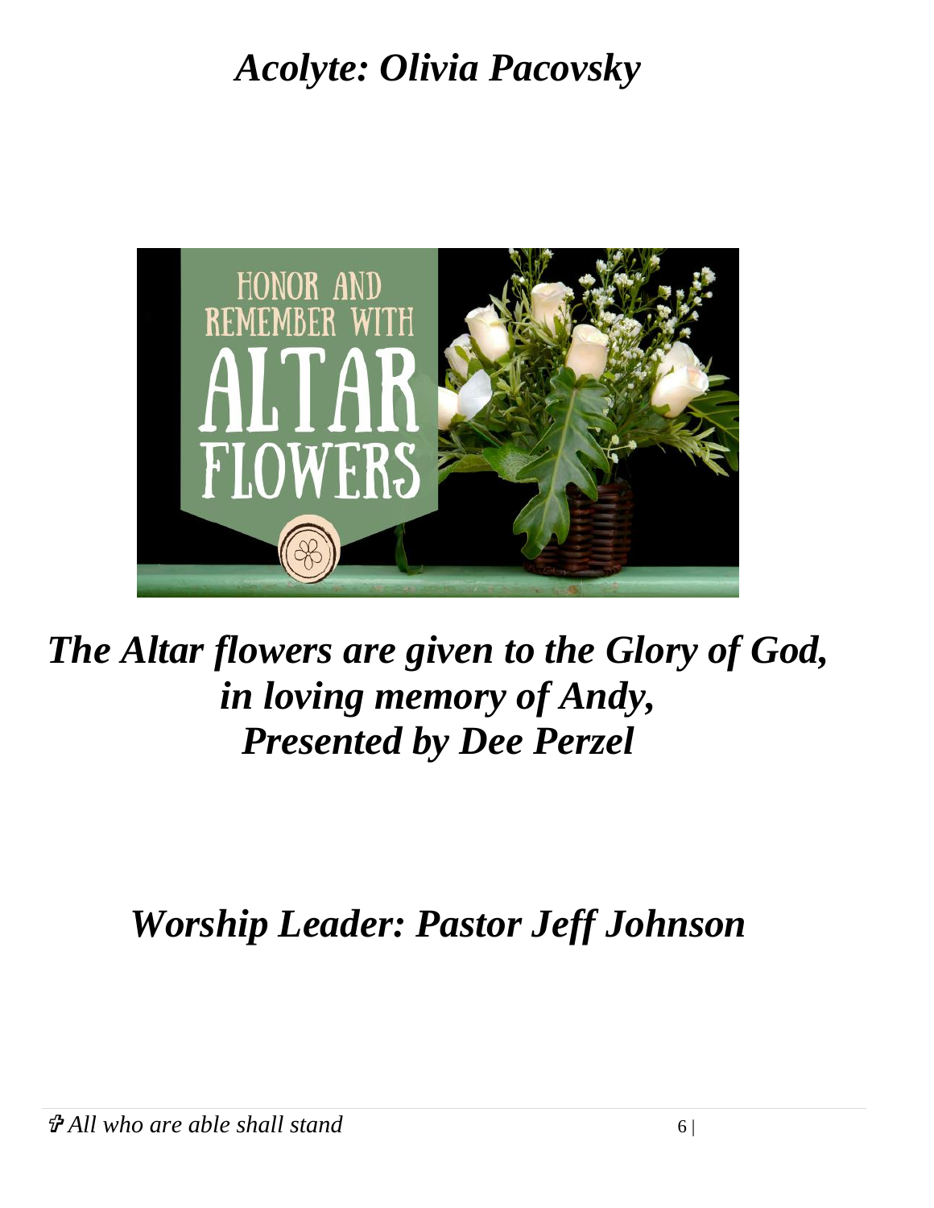*Acolyte: Olivia Pacovsky*

*The Altar flowers are given to the Glory of God,*
*in loving memory of Andy,*
*Presented by Dee Perzel*

*Worship Leader: Pastor Jeff Johnson*

✞ *All who are able shall stand*